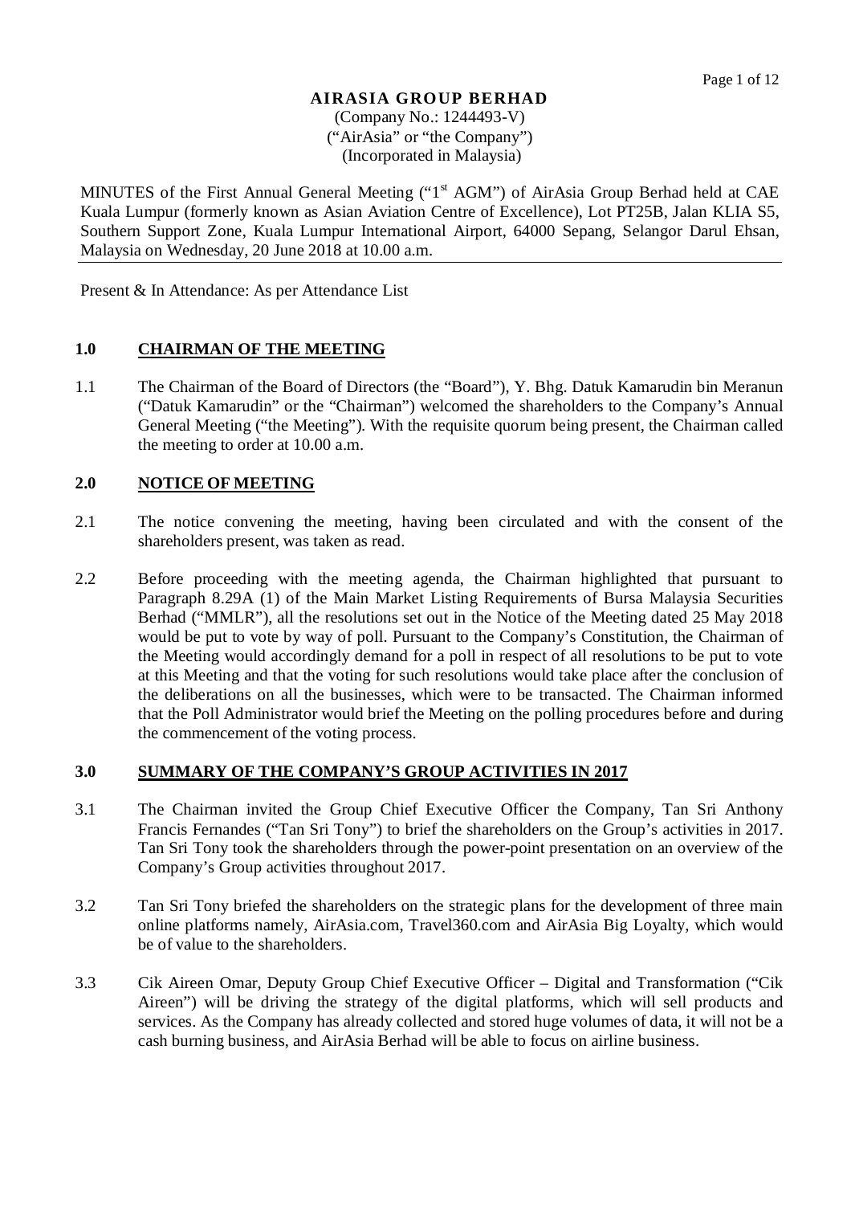**AIRASIA GROUP BERHAD**
(Company No.: 1244493-V)
("AirAsia" or "the Company")
(Incorporated in Malaysia)

MINUTES of the First Annual General Meeting ("1st AGM") of AirAsia Group Berhad held at CAE Kuala Lumpur (formerly known as Asian Aviation Centre of Excellence), Lot PT25B, Jalan KLIA S5, Southern Support Zone, Kuala Lumpur International Airport, 64000 Sepang, Selangor Darul Ehsan, Malaysia on Wednesday, 20 June 2018 at 10.00 a.m.

Present & In Attendance: As per Attendance List

## 1.0 CHAIRMAN OF THE MEETING

1.1 The Chairman of the Board of Directors (the "Board"), Y. Bhg. Datuk Kamarudin bin Meranun ("Datuk Kamarudin" or the "Chairman") welcomed the shareholders to the Company's Annual General Meeting ("the Meeting"). With the requisite quorum being present, the Chairman called the meeting to order at 10.00 a.m.

## 2.0 NOTICE OF MEETING

2.1 The notice convening the meeting, having been circulated and with the consent of the shareholders present, was taken as read.

2.2 Before proceeding with the meeting agenda, the Chairman highlighted that pursuant to Paragraph 8.29A (1) of the Main Market Listing Requirements of Bursa Malaysia Securities Berhad ("MMLR"), all the resolutions set out in the Notice of the Meeting dated 25 May 2018 would be put to vote by way of poll. Pursuant to the Company's Constitution, the Chairman of the Meeting would accordingly demand for a poll in respect of all resolutions to be put to vote at this Meeting and that the voting for such resolutions would take place after the conclusion of the deliberations on all the businesses, which were to be transacted. The Chairman informed that the Poll Administrator would brief the Meeting on the polling procedures before and during the commencement of the voting process.

## 3.0 SUMMARY OF THE COMPANY'S GROUP ACTIVITIES IN 2017

3.1 The Chairman invited the Group Chief Executive Officer the Company, Tan Sri Anthony Francis Fernandes ("Tan Sri Tony") to brief the shareholders on the Group's activities in 2017. Tan Sri Tony took the shareholders through the power-point presentation on an overview of the Company's Group activities throughout 2017.

3.2 Tan Sri Tony briefed the shareholders on the strategic plans for the development of three main online platforms namely, AirAsia.com, Travel360.com and AirAsia Big Loyalty, which would be of value to the shareholders.

3.3 Cik Aireen Omar, Deputy Group Chief Executive Officer – Digital and Transformation ("Cik Aireen") will be driving the strategy of the digital platforms, which will sell products and services. As the Company has already collected and stored huge volumes of data, it will not be a cash burning business, and AirAsia Berhad will be able to focus on airline business.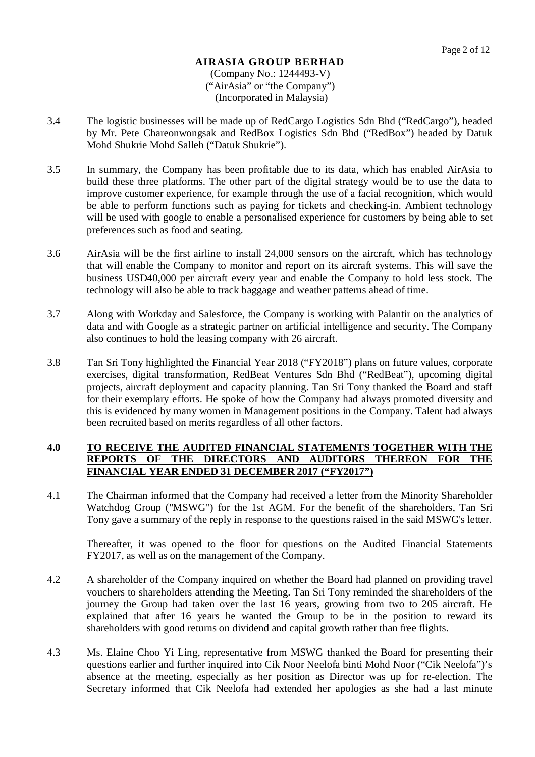**AIRASIA GROUP BERHAD**
(Company No.: 1244493-V)
("AirAsia" or "the Company")
(Incorporated in Malaysia)

3.4 The logistic businesses will be made up of RedCargo Logistics Sdn Bhd ("RedCargo"), headed by Mr. Pete Chareonwongsak and RedBox Logistics Sdn Bhd ("RedBox") headed by Datuk Mohd Shukrie Mohd Salleh ("Datuk Shukrie").

3.5 In summary, the Company has been profitable due to its data, which has enabled AirAsia to build these three platforms. The other part of the digital strategy would be to use the data to improve customer experience, for example through the use of a facial recognition, which would be able to perform functions such as paying for tickets and checking-in. Ambient technology will be used with google to enable a personalised experience for customers by being able to set preferences such as food and seating.

3.6 AirAsia will be the first airline to install 24,000 sensors on the aircraft, which has technology that will enable the Company to monitor and report on its aircraft systems. This will save the business USD40,000 per aircraft every year and enable the Company to hold less stock. The technology will also be able to track baggage and weather patterns ahead of time.

3.7 Along with Workday and Salesforce, the Company is working with Palantir on the analytics of data and with Google as a strategic partner on artificial intelligence and security. The Company also continues to hold the leasing company with 26 aircraft.

3.8 Tan Sri Tony highlighted the Financial Year 2018 ("FY2018") plans on future values, corporate exercises, digital transformation, RedBeat Ventures Sdn Bhd ("RedBeat"), upcoming digital projects, aircraft deployment and capacity planning. Tan Sri Tony thanked the Board and staff for their exemplary efforts. He spoke of how the Company had always promoted diversity and this is evidenced by many women in Management positions in the Company. Talent had always been recruited based on merits regardless of all other factors.

## 4.0 TO RECEIVE THE AUDITED FINANCIAL STATEMENTS TOGETHER WITH THE REPORTS OF THE DIRECTORS AND AUDITORS THEREON FOR THE FINANCIAL YEAR ENDED 31 DECEMBER 2017 ("FY2017")

4.1 The Chairman informed that the Company had received a letter from the Minority Shareholder Watchdog Group ("MSWG") for the 1st AGM. For the benefit of the shareholders, Tan Sri Tony gave a summary of the reply in response to the questions raised in the said MSWG's letter.

Thereafter, it was opened to the floor for questions on the Audited Financial Statements FY2017, as well as on the management of the Company.

4.2 A shareholder of the Company inquired on whether the Board had planned on providing travel vouchers to shareholders attending the Meeting. Tan Sri Tony reminded the shareholders of the journey the Group had taken over the last 16 years, growing from two to 205 aircraft. He explained that after 16 years he wanted the Group to be in the position to reward its shareholders with good returns on dividend and capital growth rather than free flights.

4.3 Ms. Elaine Choo Yi Ling, representative from MSWG thanked the Board for presenting their questions earlier and further inquired into Cik Noor Neelofa binti Mohd Noor ("Cik Neelofa")'s absence at the meeting, especially as her position as Director was up for re-election. The Secretary informed that Cik Neelofa had extended her apologies as she had a last minute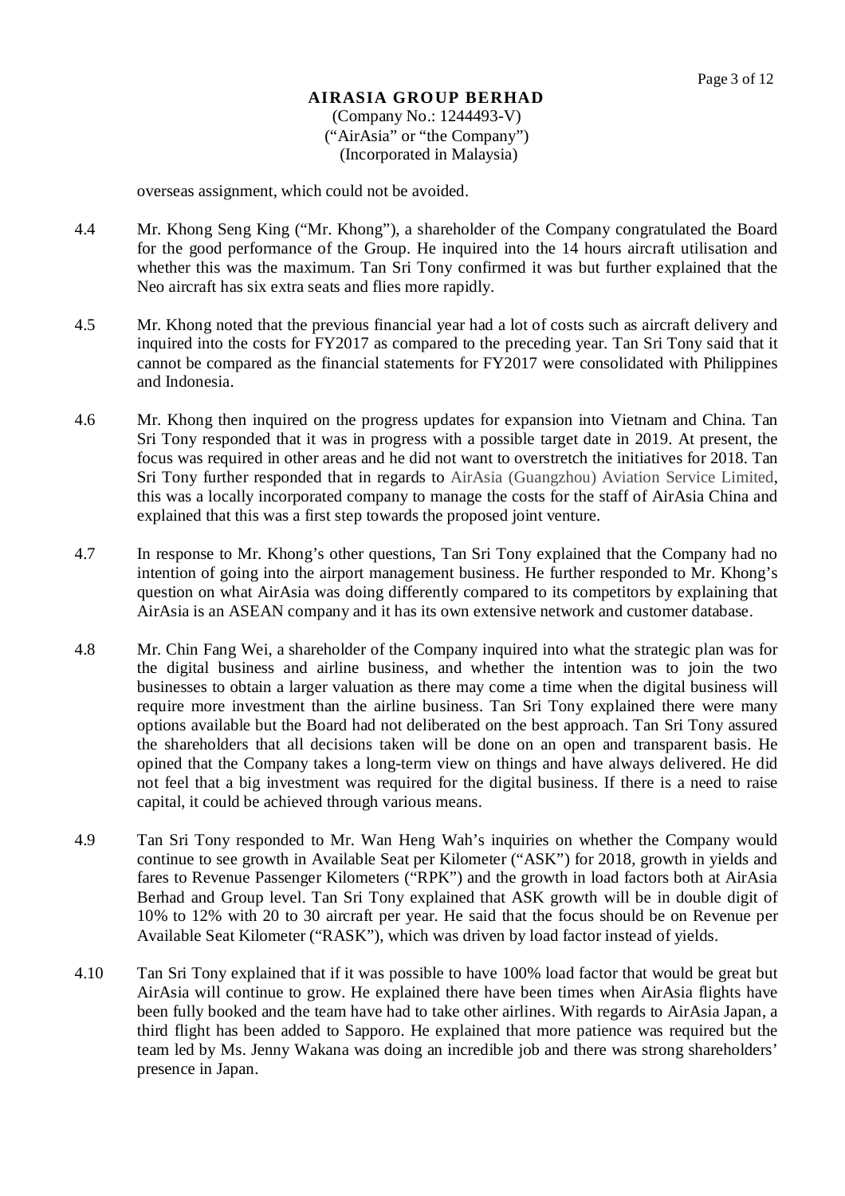overseas assignment, which could not be avoided.

4.4 Mr. Khong Seng King ("Mr. Khong"), a shareholder of the Company congratulated the Board for the good performance of the Group. He inquired into the 14 hours aircraft utilisation and whether this was the maximum. Tan Sri Tony confirmed it was but further explained that the Neo aircraft has six extra seats and flies more rapidly.

4.5 Mr. Khong noted that the previous financial year had a lot of costs such as aircraft delivery and inquired into the costs for FY2017 as compared to the preceding year. Tan Sri Tony said that it cannot be compared as the financial statements for FY2017 were consolidated with Philippines and Indonesia.

4.6 Mr. Khong then inquired on the progress updates for expansion into Vietnam and China. Tan Sri Tony responded that it was in progress with a possible target date in 2019. At present, the focus was required in other areas and he did not want to overstretch the initiatives for 2018. Tan Sri Tony further responded that in regards to AirAsia (Guangzhou) Aviation Service Limited, this was a locally incorporated company to manage the costs for the staff of AirAsia China and explained that this was a first step towards the proposed joint venture.

4.7 In response to Mr. Khong's other questions, Tan Sri Tony explained that the Company had no intention of going into the airport management business. He further responded to Mr. Khong's question on what AirAsia was doing differently compared to its competitors by explaining that AirAsia is an ASEAN company and it has its own extensive network and customer database.

4.8 Mr. Chin Fang Wei, a shareholder of the Company inquired into what the strategic plan was for the digital business and airline business, and whether the intention was to join the two businesses to obtain a larger valuation as there may come a time when the digital business will require more investment than the airline business. Tan Sri Tony explained there were many options available but the Board had not deliberated on the best approach. Tan Sri Tony assured the shareholders that all decisions taken will be done on an open and transparent basis. He opined that the Company takes a long-term view on things and have always delivered. He did not feel that a big investment was required for the digital business. If there is a need to raise capital, it could be achieved through various means.

4.9 Tan Sri Tony responded to Mr. Wan Heng Wah's inquiries on whether the Company would continue to see growth in Available Seat per Kilometer ("ASK") for 2018, growth in yields and fares to Revenue Passenger Kilometers ("RPK") and the growth in load factors both at AirAsia Berhad and Group level. Tan Sri Tony explained that ASK growth will be in double digit of 10% to 12% with 20 to 30 aircraft per year. He said that the focus should be on Revenue per Available Seat Kilometer ("RASK"), which was driven by load factor instead of yields.

4.10 Tan Sri Tony explained that if it was possible to have 100% load factor that would be great but AirAsia will continue to grow. He explained there have been times when AirAsia flights have been fully booked and the team have had to take other airlines. With regards to AirAsia Japan, a third flight has been added to Sapporo. He explained that more patience was required but the team led by Ms. Jenny Wakana was doing an incredible job and there was strong shareholders' presence in Japan.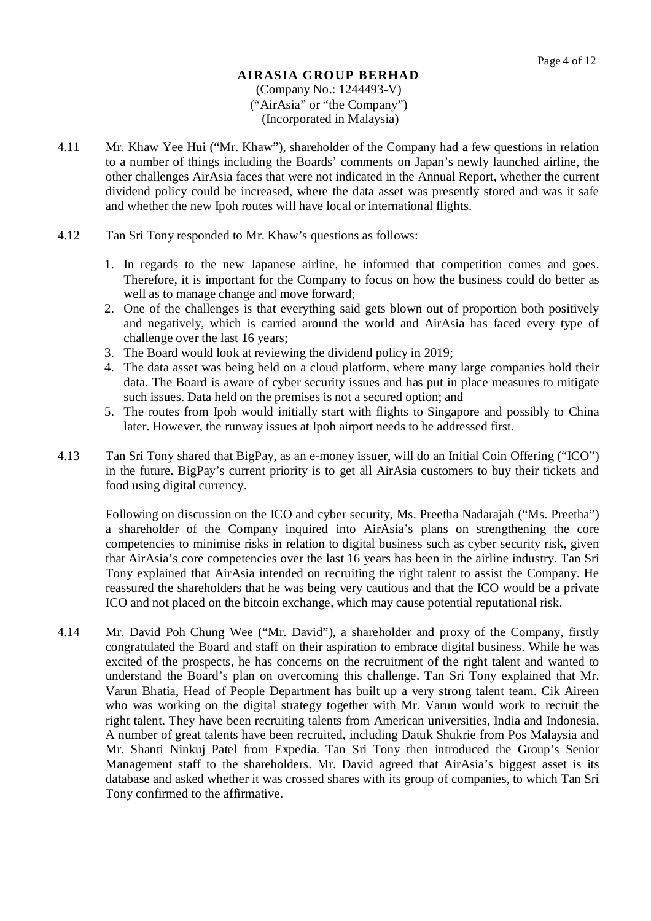**AIRASIA GROUP BERHAD**
(Company No.: 1244493-V)
("AirAsia" or "the Company")
(Incorporated in Malaysia)

4.11 Mr. Khaw Yee Hui ("Mr. Khaw"), shareholder of the Company had a few questions in relation to a number of things including the Boards' comments on Japan's newly launched airline, the other challenges AirAsia faces that were not indicated in the Annual Report, whether the current dividend policy could be increased, where the data asset was presently stored and was it safe and whether the new Ipoh routes will have local or international flights.

4.12 Tan Sri Tony responded to Mr. Khaw's questions as follows:

1. In regards to the new Japanese airline, he informed that competition comes and goes. Therefore, it is important for the Company to focus on how the business could do better as well as to manage change and move forward;
2. One of the challenges is that everything said gets blown out of proportion both positively and negatively, which is carried around the world and AirAsia has faced every type of challenge over the last 16 years;
3. The Board would look at reviewing the dividend policy in 2019;
4. The data asset was being held on a cloud platform, where many large companies hold their data. The Board is aware of cyber security issues and has put in place measures to mitigate such issues. Data held on the premises is not a secured option; and
5. The routes from Ipoh would initially start with flights to Singapore and possibly to China later. However, the runway issues at Ipoh airport needs to be addressed first.

4.13 Tan Sri Tony shared that BigPay, as an e-money issuer, will do an Initial Coin Offering ("ICO") in the future. BigPay's current priority is to get all AirAsia customers to buy their tickets and food using digital currency.

Following on discussion on the ICO and cyber security, Ms. Preetha Nadarajah ("Ms. Preetha") a shareholder of the Company inquired into AirAsia's plans on strengthening the core competencies to minimise risks in relation to digital business such as cyber security risk, given that AirAsia's core competencies over the last 16 years has been in the airline industry. Tan Sri Tony explained that AirAsia intended on recruiting the right talent to assist the Company. He reassured the shareholders that he was being very cautious and that the ICO would be a private ICO and not placed on the bitcoin exchange, which may cause potential reputational risk.

4.14 Mr. David Poh Chung Wee ("Mr. David"), a shareholder and proxy of the Company, firstly congratulated the Board and staff on their aspiration to embrace digital business. While he was excited of the prospects, he has concerns on the recruitment of the right talent and wanted to understand the Board's plan on overcoming this challenge. Tan Sri Tony explained that Mr. Varun Bhatia, Head of People Department has built up a very strong talent team. Cik Aireen who was working on the digital strategy together with Mr. Varun would work to recruit the right talent. They have been recruiting talents from American universities, India and Indonesia. A number of great talents have been recruited, including Datuk Shukrie from Pos Malaysia and Mr. Shanti Ninkuj Patel from Expedia. Tan Sri Tony then introduced the Group's Senior Management staff to the shareholders. Mr. David agreed that AirAsia's biggest asset is its database and asked whether it was crossed shares with its group of companies, to which Tan Sri Tony confirmed to the affirmative.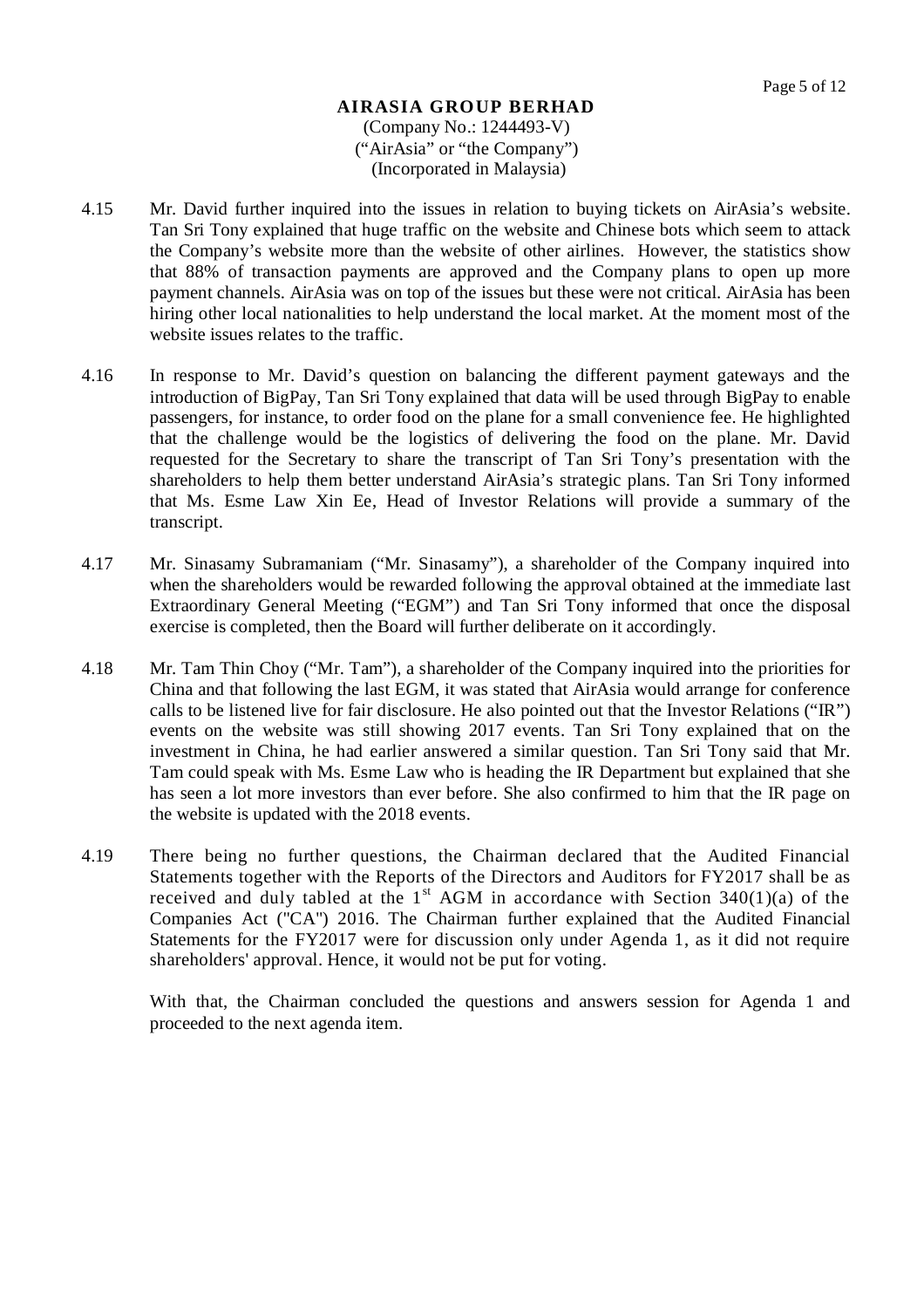**AIRASIA GROUP BERHAD**
(Company No.: 1244493-V)
("AirAsia" or "the Company")
(Incorporated in Malaysia)

4.15 Mr. David further inquired into the issues in relation to buying tickets on AirAsia's website. Tan Sri Tony explained that huge traffic on the website and Chinese bots which seem to attack the Company's website more than the website of other airlines. However, the statistics show that 88% of transaction payments are approved and the Company plans to open up more payment channels. AirAsia was on top of the issues but these were not critical. AirAsia has been hiring other local nationalities to help understand the local market. At the moment most of the website issues relates to the traffic.

4.16 In response to Mr. David's question on balancing the different payment gateways and the introduction of BigPay, Tan Sri Tony explained that data will be used through BigPay to enable passengers, for instance, to order food on the plane for a small convenience fee. He highlighted that the challenge would be the logistics of delivering the food on the plane. Mr. David requested for the Secretary to share the transcript of Tan Sri Tony's presentation with the shareholders to help them better understand AirAsia's strategic plans. Tan Sri Tony informed that Ms. Esme Law Xin Ee, Head of Investor Relations will provide a summary of the transcript.

4.17 Mr. Sinasamy Subramaniam ("Mr. Sinasamy"), a shareholder of the Company inquired into when the shareholders would be rewarded following the approval obtained at the immediate last Extraordinary General Meeting ("EGM") and Tan Sri Tony informed that once the disposal exercise is completed, then the Board will further deliberate on it accordingly.

4.18 Mr. Tam Thin Choy ("Mr. Tam"), a shareholder of the Company inquired into the priorities for China and that following the last EGM, it was stated that AirAsia would arrange for conference calls to be listened live for fair disclosure. He also pointed out that the Investor Relations ("IR") events on the website was still showing 2017 events. Tan Sri Tony explained that on the investment in China, he had earlier answered a similar question. Tan Sri Tony said that Mr. Tam could speak with Ms. Esme Law who is heading the IR Department but explained that she has seen a lot more investors than ever before. She also confirmed to him that the IR page on the website is updated with the 2018 events.

4.19 There being no further questions, the Chairman declared that the Audited Financial Statements together with the Reports of the Directors and Auditors for FY2017 shall be as received and duly tabled at the 1st AGM in accordance with Section 340(1)(a) of the Companies Act ("CA") 2016. The Chairman further explained that the Audited Financial Statements for the FY2017 were for discussion only under Agenda 1, as it did not require shareholders' approval. Hence, it would not be put for voting.

With that, the Chairman concluded the questions and answers session for Agenda 1 and proceeded to the next agenda item.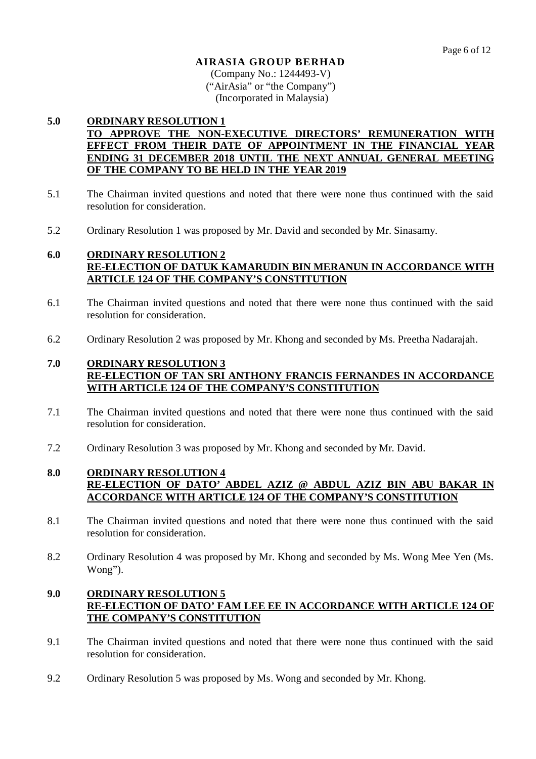**AIRASIA GROUP BERHAD**
(Company No.: 1244493-V)
("AirAsia" or "the Company")
(Incorporated in Malaysia)

**5.0 ORDINARY RESOLUTION 1**
**TO APPROVE THE NON-EXECUTIVE DIRECTORS' REMUNERATION WITH EFFECT FROM THEIR DATE OF APPOINTMENT IN THE FINANCIAL YEAR ENDING 31 DECEMBER 2018 UNTIL THE NEXT ANNUAL GENERAL MEETING OF THE COMPANY TO BE HELD IN THE YEAR 2019**

5.1 The Chairman invited questions and noted that there were none thus continued with the said resolution for consideration.

5.2 Ordinary Resolution 1 was proposed by Mr. David and seconded by Mr. Sinasamy.

**6.0 ORDINARY RESOLUTION 2**
**RE-ELECTION OF DATUK KAMARUDIN BIN MERANUN IN ACCORDANCE WITH ARTICLE 124 OF THE COMPANY'S CONSTITUTION**

6.1 The Chairman invited questions and noted that there were none thus continued with the said resolution for consideration.

6.2 Ordinary Resolution 2 was proposed by Mr. Khong and seconded by Ms. Preetha Nadarajah.

**7.0 ORDINARY RESOLUTION 3**
**RE-ELECTION OF TAN SRI ANTHONY FRANCIS FERNANDES IN ACCORDANCE WITH ARTICLE 124 OF THE COMPANY'S CONSTITUTION**

7.1 The Chairman invited questions and noted that there were none thus continued with the said resolution for consideration.

7.2 Ordinary Resolution 3 was proposed by Mr. Khong and seconded by Mr. David.

**8.0 ORDINARY RESOLUTION 4**
**RE-ELECTION OF DATO' ABDEL AZIZ @ ABDUL AZIZ BIN ABU BAKAR IN ACCORDANCE WITH ARTICLE 124 OF THE COMPANY'S CONSTITUTION**

8.1 The Chairman invited questions and noted that there were none thus continued with the said resolution for consideration.

8.2 Ordinary Resolution 4 was proposed by Mr. Khong and seconded by Ms. Wong Mee Yen (Ms. Wong").

**9.0 ORDINARY RESOLUTION 5**
**RE-ELECTION OF DATO' FAM LEE EE IN ACCORDANCE WITH ARTICLE 124 OF THE COMPANY'S CONSTITUTION**

9.1 The Chairman invited questions and noted that there were none thus continued with the said resolution for consideration.

9.2 Ordinary Resolution 5 was proposed by Ms. Wong and seconded by Mr. Khong.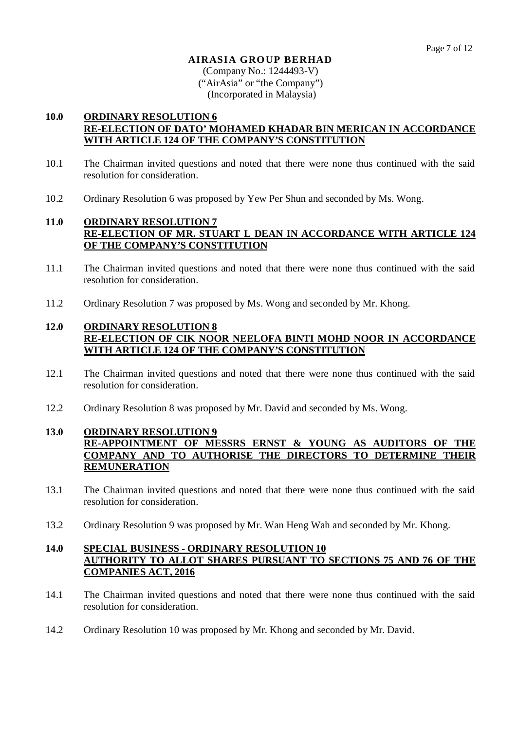**AIRASIA GROUP BERHAD**
(Company No.: 1244493-V)
("AirAsia" or "the Company")
(Incorporated in Malaysia)

**10.0 ORDINARY RESOLUTION 6**
**RE-ELECTION OF DATO' MOHAMED KHADAR BIN MERICAN IN ACCORDANCE WITH ARTICLE 124 OF THE COMPANY'S CONSTITUTION**

10.1 The Chairman invited questions and noted that there were none thus continued with the said resolution for consideration.

10.2 Ordinary Resolution 6 was proposed by Yew Per Shun and seconded by Ms. Wong.

**11.0 ORDINARY RESOLUTION 7**
**RE-ELECTION OF MR. STUART L DEAN IN ACCORDANCE WITH ARTICLE 124 OF THE COMPANY'S CONSTITUTION**

11.1 The Chairman invited questions and noted that there were none thus continued with the said resolution for consideration.

11.2 Ordinary Resolution 7 was proposed by Ms. Wong and seconded by Mr. Khong.

**12.0 ORDINARY RESOLUTION 8**
**RE-ELECTION OF CIK NOOR NEELOFA BINTI MOHD NOOR IN ACCORDANCE WITH ARTICLE 124 OF THE COMPANY'S CONSTITUTION**

12.1 The Chairman invited questions and noted that there were none thus continued with the said resolution for consideration.

12.2 Ordinary Resolution 8 was proposed by Mr. David and seconded by Ms. Wong.

**13.0 ORDINARY RESOLUTION 9**
**RE-APPOINTMENT OF MESSRS ERNST & YOUNG AS AUDITORS OF THE COMPANY AND TO AUTHORISE THE DIRECTORS TO DETERMINE THEIR REMUNERATION**

13.1 The Chairman invited questions and noted that there were none thus continued with the said resolution for consideration.

13.2 Ordinary Resolution 9 was proposed by Mr. Wan Heng Wah and seconded by Mr. Khong.

**14.0 SPECIAL BUSINESS - ORDINARY RESOLUTION 10**
**AUTHORITY TO ALLOT SHARES PURSUANT TO SECTIONS 75 AND 76 OF THE COMPANIES ACT, 2016**

14.1 The Chairman invited questions and noted that there were none thus continued with the said resolution for consideration.

14.2 Ordinary Resolution 10 was proposed by Mr. Khong and seconded by Mr. David.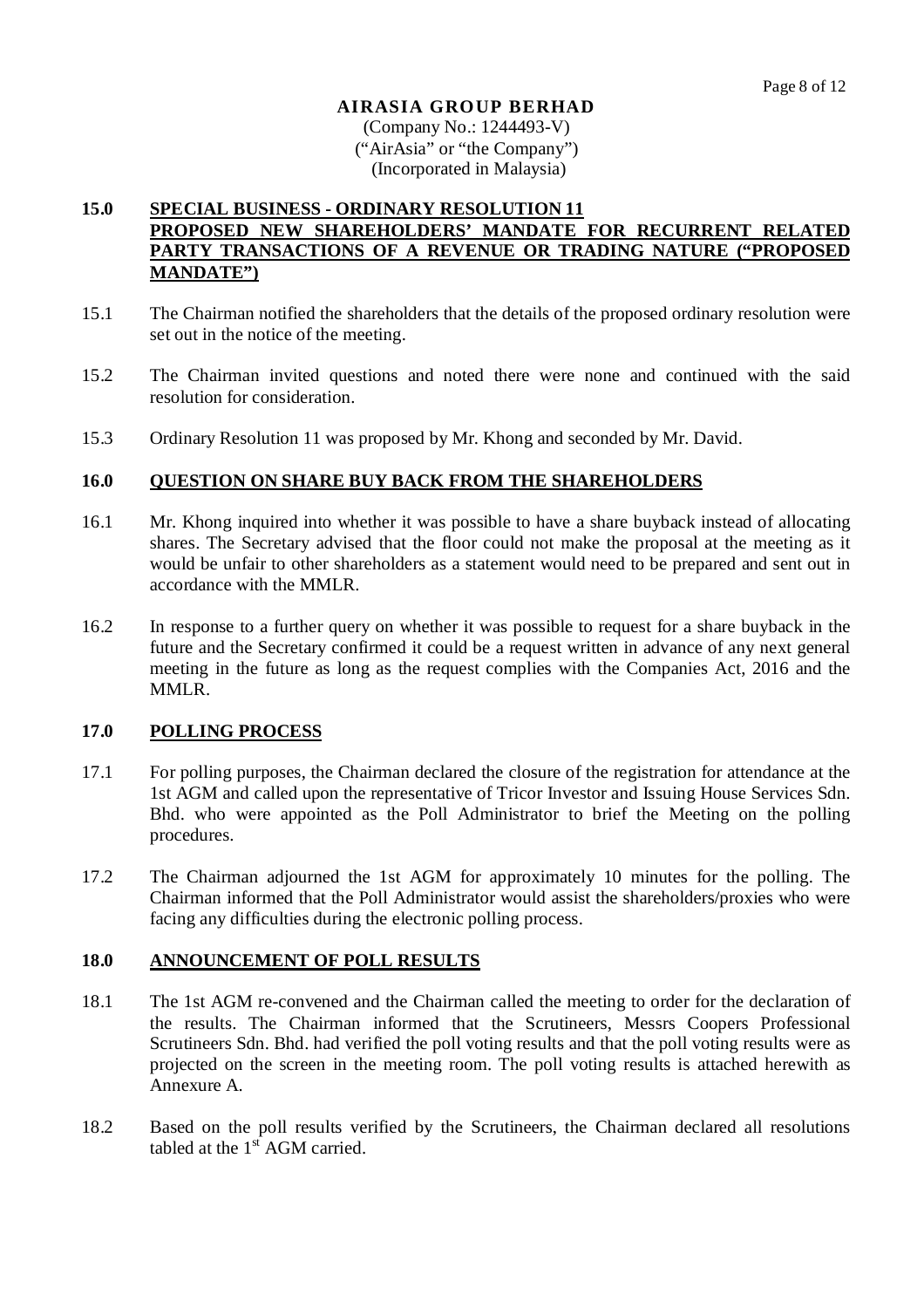**AIRASIA GROUP BERHAD**
(Company No.: 1244493-V)
("AirAsia" or "the Company")
(Incorporated in Malaysia)

**15.0 SPECIAL BUSINESS - ORDINARY RESOLUTION 11**
**PROPOSED NEW SHAREHOLDERS' MANDATE FOR RECURRENT RELATED PARTY TRANSACTIONS OF A REVENUE OR TRADING NATURE ("PROPOSED MANDATE")**

15.1 The Chairman notified the shareholders that the details of the proposed ordinary resolution were set out in the notice of the meeting.

15.2 The Chairman invited questions and noted there were none and continued with the said resolution for consideration.

15.3 Ordinary Resolution 11 was proposed by Mr. Khong and seconded by Mr. David.

**16.0 QUESTION ON SHARE BUY BACK FROM THE SHAREHOLDERS**

16.1 Mr. Khong inquired into whether it was possible to have a share buyback instead of allocating shares. The Secretary advised that the floor could not make the proposal at the meeting as it would be unfair to other shareholders as a statement would need to be prepared and sent out in accordance with the MMLR.

16.2 In response to a further query on whether it was possible to request for a share buyback in the future and the Secretary confirmed it could be a request written in advance of any next general meeting in the future as long as the request complies with the Companies Act, 2016 and the MMLR.

**17.0 POLLING PROCESS**

17.1 For polling purposes, the Chairman declared the closure of the registration for attendance at the 1st AGM and called upon the representative of Tricor Investor and Issuing House Services Sdn. Bhd. who were appointed as the Poll Administrator to brief the Meeting on the polling procedures.

17.2 The Chairman adjourned the 1st AGM for approximately 10 minutes for the polling. The Chairman informed that the Poll Administrator would assist the shareholders/proxies who were facing any difficulties during the electronic polling process.

**18.0 ANNOUNCEMENT OF POLL RESULTS**

18.1 The 1st AGM re-convened and the Chairman called the meeting to order for the declaration of the results. The Chairman informed that the Scrutineers, Messrs Coopers Professional Scrutineers Sdn. Bhd. had verified the poll voting results and that the poll voting results were as projected on the screen in the meeting room. The poll voting results is attached herewith as Annexure A.

18.2 Based on the poll results verified by the Scrutineers, the Chairman declared all resolutions tabled at the 1st AGM carried.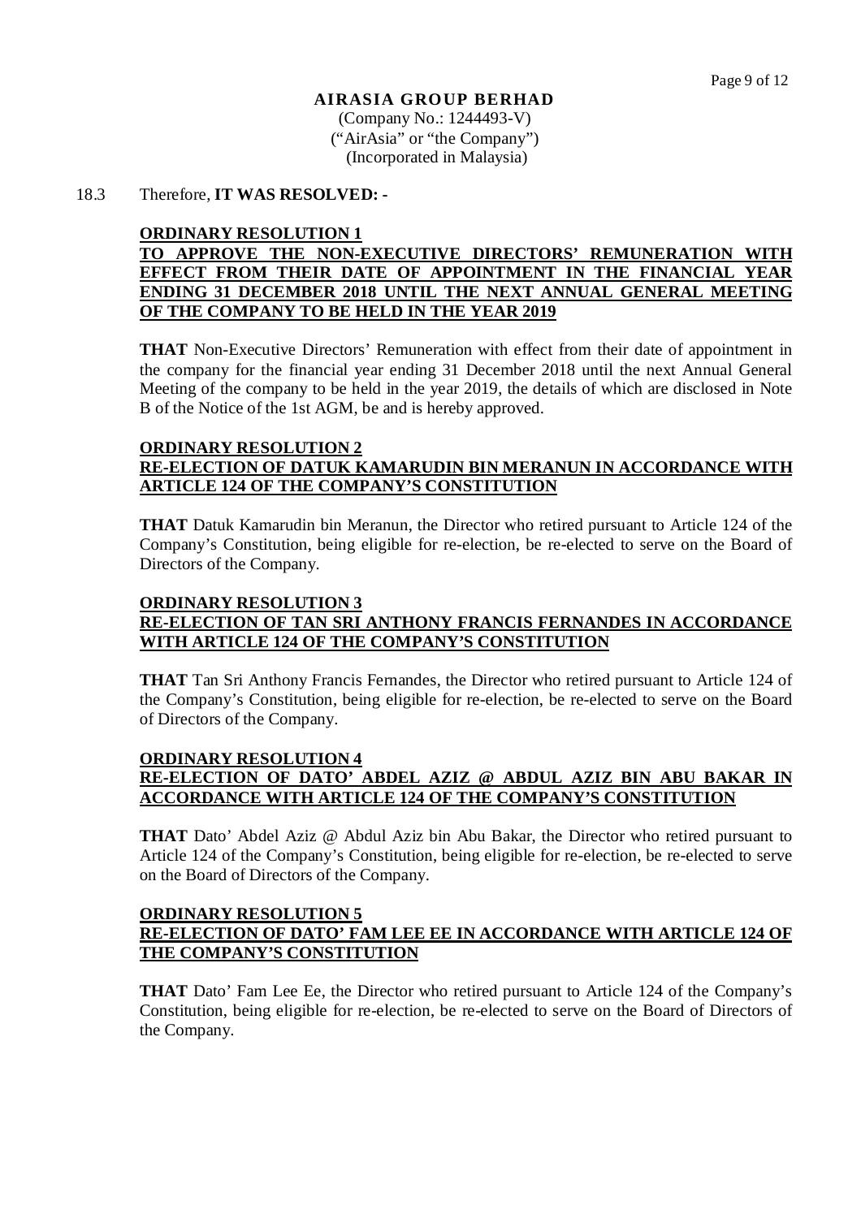**AIRASIA GROUP BERHAD**
(Company No.: 1244493-V)
("AirAsia" or "the Company")
(Incorporated in Malaysia)

18.3 Therefore, **IT WAS RESOLVED: -**

**ORDINARY RESOLUTION 1**
**TO APPROVE THE NON-EXECUTIVE DIRECTORS' REMUNERATION WITH EFFECT FROM THEIR DATE OF APPOINTMENT IN THE FINANCIAL YEAR ENDING 31 DECEMBER 2018 UNTIL THE NEXT ANNUAL GENERAL MEETING OF THE COMPANY TO BE HELD IN THE YEAR 2019**

**THAT** Non-Executive Directors' Remuneration with effect from their date of appointment in the company for the financial year ending 31 December 2018 until the next Annual General Meeting of the company to be held in the year 2019, the details of which are disclosed in Note B of the Notice of the 1st AGM, be and is hereby approved.

**ORDINARY RESOLUTION 2**
**RE-ELECTION OF DATUK KAMARUDIN BIN MERANUN IN ACCORDANCE WITH ARTICLE 124 OF THE COMPANY'S CONSTITUTION**

**THAT** Datuk Kamarudin bin Meranun, the Director who retired pursuant to Article 124 of the Company's Constitution, being eligible for re-election, be re-elected to serve on the Board of Directors of the Company.

**ORDINARY RESOLUTION 3**
**RE-ELECTION OF TAN SRI ANTHONY FRANCIS FERNANDES IN ACCORDANCE WITH ARTICLE 124 OF THE COMPANY'S CONSTITUTION**

**THAT** Tan Sri Anthony Francis Fernandes, the Director who retired pursuant to Article 124 of the Company's Constitution, being eligible for re-election, be re-elected to serve on the Board of Directors of the Company.

**ORDINARY RESOLUTION 4**
**RE-ELECTION OF DATO' ABDEL AZIZ @ ABDUL AZIZ BIN ABU BAKAR IN ACCORDANCE WITH ARTICLE 124 OF THE COMPANY'S CONSTITUTION**

**THAT** Dato' Abdel Aziz @ Abdul Aziz bin Abu Bakar, the Director who retired pursuant to Article 124 of the Company's Constitution, being eligible for re-election, be re-elected to serve on the Board of Directors of the Company.

**ORDINARY RESOLUTION 5**
**RE-ELECTION OF DATO' FAM LEE EE IN ACCORDANCE WITH ARTICLE 124 OF THE COMPANY'S CONSTITUTION**

**THAT** Dato' Fam Lee Ee, the Director who retired pursuant to Article 124 of the Company's Constitution, being eligible for re-election, be re-elected to serve on the Board of Directors of the Company.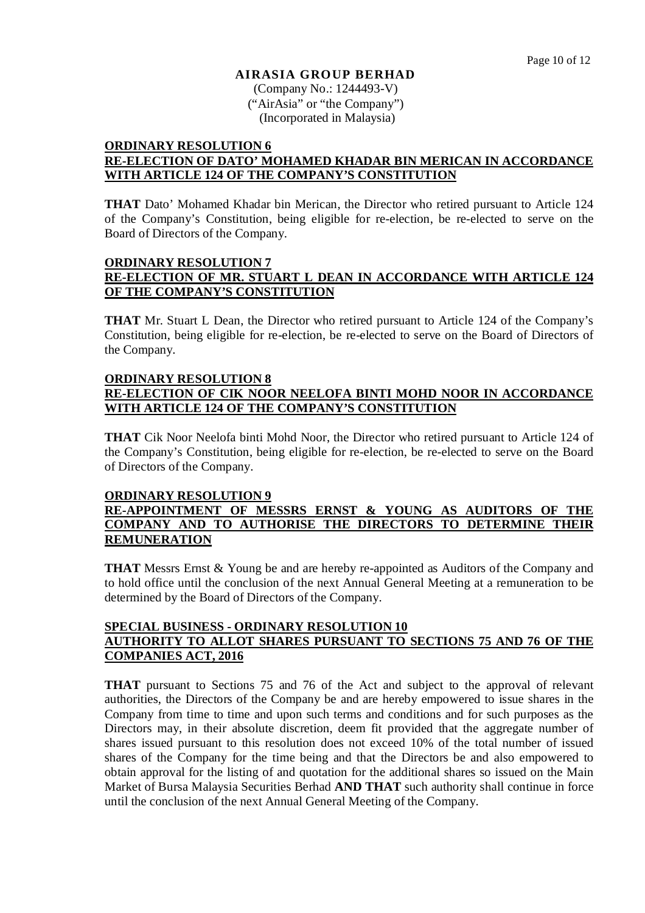**AIRASIA GROUP BERHAD**
(Company No.: 1244493-V)
("AirAsia" or "the Company")
(Incorporated in Malaysia)

**ORDINARY RESOLUTION 6**
**RE-ELECTION OF DATO' MOHAMED KHADAR BIN MERICAN IN ACCORDANCE WITH ARTICLE 124 OF THE COMPANY'S CONSTITUTION**

**THAT** Dato' Mohamed Khadar bin Merican, the Director who retired pursuant to Article 124 of the Company's Constitution, being eligible for re-election, be re-elected to serve on the Board of Directors of the Company.

**ORDINARY RESOLUTION 7**
**RE-ELECTION OF MR. STUART L DEAN IN ACCORDANCE WITH ARTICLE 124 OF THE COMPANY'S CONSTITUTION**

**THAT** Mr. Stuart L Dean, the Director who retired pursuant to Article 124 of the Company's Constitution, being eligible for re-election, be re-elected to serve on the Board of Directors of the Company.

**ORDINARY RESOLUTION 8**
**RE-ELECTION OF CIK NOOR NEELOFA BINTI MOHD NOOR IN ACCORDANCE WITH ARTICLE 124 OF THE COMPANY'S CONSTITUTION**

**THAT** Cik Noor Neelofa binti Mohd Noor, the Director who retired pursuant to Article 124 of the Company's Constitution, being eligible for re-election, be re-elected to serve on the Board of Directors of the Company.

**ORDINARY RESOLUTION 9**
**RE-APPOINTMENT OF MESSRS ERNST & YOUNG AS AUDITORS OF THE COMPANY AND TO AUTHORISE THE DIRECTORS TO DETERMINE THEIR REMUNERATION**

**THAT** Messrs Ernst & Young be and are hereby re-appointed as Auditors of the Company and to hold office until the conclusion of the next Annual General Meeting at a remuneration to be determined by the Board of Directors of the Company.

**SPECIAL BUSINESS - ORDINARY RESOLUTION 10**
**AUTHORITY TO ALLOT SHARES PURSUANT TO SECTIONS 75 AND 76 OF THE COMPANIES ACT, 2016**

**THAT** pursuant to Sections 75 and 76 of the Act and subject to the approval of relevant authorities, the Directors of the Company be and are hereby empowered to issue shares in the Company from time to time and upon such terms and conditions and for such purposes as the Directors may, in their absolute discretion, deem fit provided that the aggregate number of shares issued pursuant to this resolution does not exceed 10% of the total number of issued shares of the Company for the time being and that the Directors be and also empowered to obtain approval for the listing of and quotation for the additional shares so issued on the Main Market of Bursa Malaysia Securities Berhad **AND THAT** such authority shall continue in force until the conclusion of the next Annual General Meeting of the Company.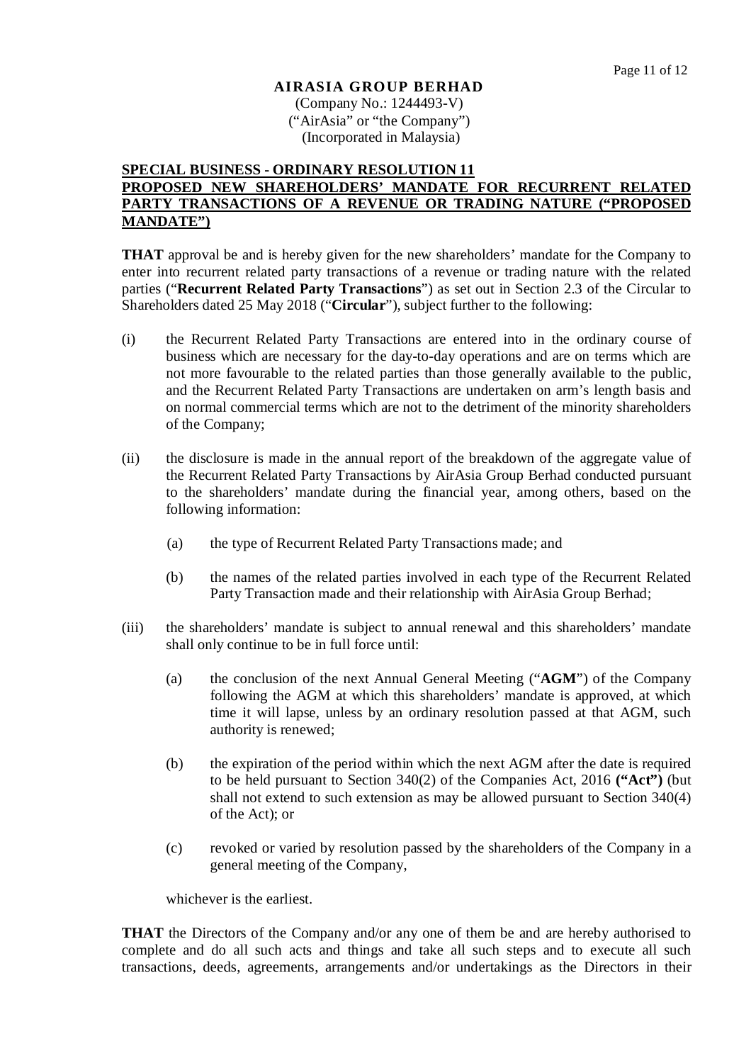**AIRASIA GROUP BERHAD**
(Company No.: 1244493-V)
("AirAsia" or "the Company")
(Incorporated in Malaysia)

**SPECIAL BUSINESS - ORDINARY RESOLUTION 11**
**PROPOSED NEW SHAREHOLDERS' MANDATE FOR RECURRENT RELATED PARTY TRANSACTIONS OF A REVENUE OR TRADING NATURE ("PROPOSED MANDATE")**

**THAT** approval be and is hereby given for the new shareholders' mandate for the Company to enter into recurrent related party transactions of a revenue or trading nature with the related parties ("**Recurrent Related Party Transactions**") as set out in Section 2.3 of the Circular to Shareholders dated 25 May 2018 ("**Circular**"), subject further to the following:

(i) the Recurrent Related Party Transactions are entered into in the ordinary course of business which are necessary for the day-to-day operations and are on terms which are not more favourable to the related parties than those generally available to the public, and the Recurrent Related Party Transactions are undertaken on arm's length basis and on normal commercial terms which are not to the detriment of the minority shareholders of the Company;

(ii) the disclosure is made in the annual report of the breakdown of the aggregate value of the Recurrent Related Party Transactions by AirAsia Group Berhad conducted pursuant to the shareholders' mandate during the financial year, among others, based on the following information:

    (a) the type of Recurrent Related Party Transactions made; and

    (b) the names of the related parties involved in each type of the Recurrent Related Party Transaction made and their relationship with AirAsia Group Berhad;

(iii) the shareholders' mandate is subject to annual renewal and this shareholders' mandate shall only continue to be in full force until:

    (a) the conclusion of the next Annual General Meeting ("**AGM**") of the Company following the AGM at which this shareholders' mandate is approved, at which time it will lapse, unless by an ordinary resolution passed at that AGM, such authority is renewed;

    (b) the expiration of the period within which the next AGM after the date is required to be held pursuant to Section 340(2) of the Companies Act, 2016 **("Act")** (but shall not extend to such extension as may be allowed pursuant to Section 340(4) of the Act); or

    (c) revoked or varied by resolution passed by the shareholders of the Company in a general meeting of the Company,

    whichever is the earliest.

**THAT** the Directors of the Company and/or any one of them be and are hereby authorised to complete and do all such acts and things and take all such steps and to execute all such transactions, deeds, agreements, arrangements and/or undertakings as the Directors in their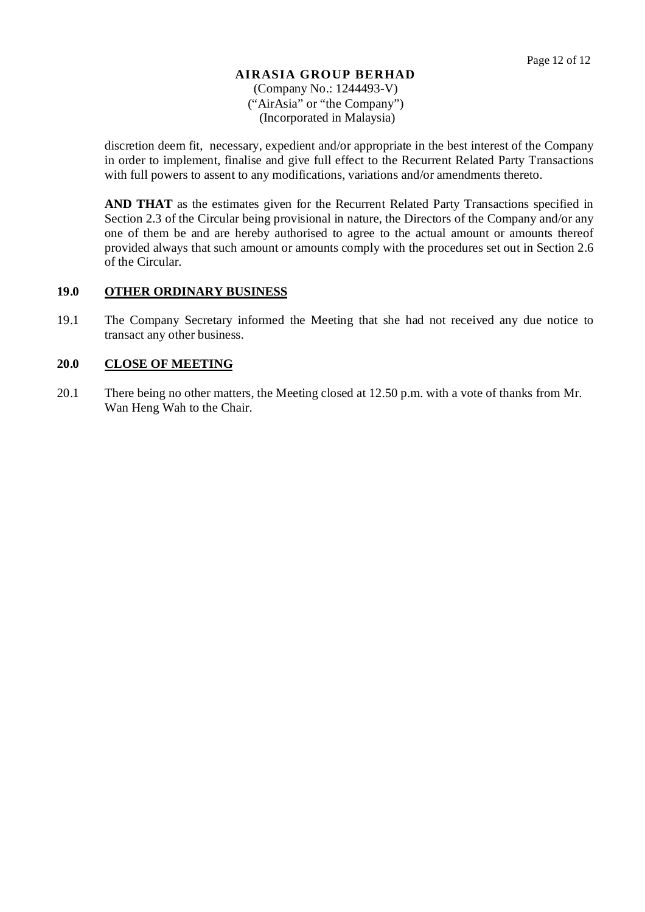discretion deem fit, necessary, expedient and/or appropriate in the best interest of the Company in order to implement, finalise and give full effect to the Recurrent Related Party Transactions with full powers to assent to any modifications, variations and/or amendments thereto.

**AND THAT** as the estimates given for the Recurrent Related Party Transactions specified in Section 2.3 of the Circular being provisional in nature, the Directors of the Company and/or any one of them be and are hereby authorised to agree to the actual amount or amounts thereof provided always that such amount or amounts comply with the procedures set out in Section 2.6 of the Circular.

## 19.0 OTHER ORDINARY BUSINESS

19.1 The Company Secretary informed the Meeting that she had not received any due notice to transact any other business.

## 20.0 CLOSE OF MEETING

20.1 There being no other matters, the Meeting closed at 12.50 p.m. with a vote of thanks from Mr. Wan Heng Wah to the Chair.